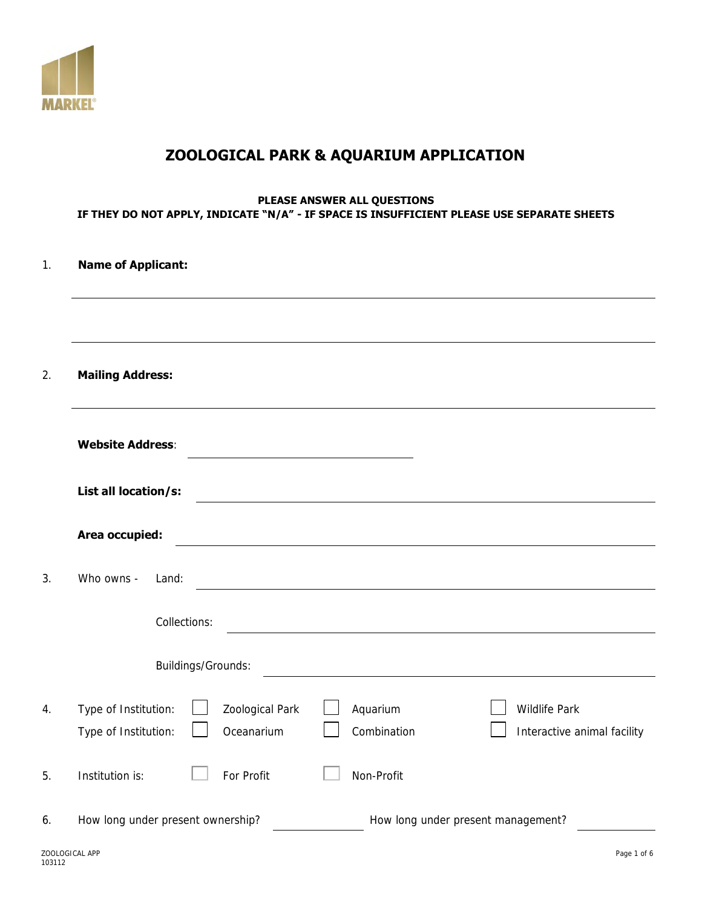MARKEL®

# ZOOLOGICAL PARK & AQUARIUM APPLICATION

**PLEASE ANSWER ALL QUESTIONS**
**IF THEY DO NOT APPLY, INDICATE "N/A" - IF SPACE IS INSUFFICIENT PLEASE USE SEPARATE SHEETS**

1. **Name of Applicant:** ______________________________

______________________________

2. **Mailing Address:** ______________________________

**Website Address**: ______________________________

**List all location/s:** ______________________________

**Area occupied:** ______________________________

3. Who owns - Land: ______________________________

Collections: ______________________________

Buildings/Grounds: ______________________________

4. Type of Institution: ☐ Zoological Park ☐ Aquarium ☐ Wildlife Park

Type of Institution: ☐ Oceanarium ☐ Combination ☐ Interactive animal facility

5. Institution is: ☐ For Profit ☐ Non-Profit

6. How long under present ownership? __________ How long under present management? __________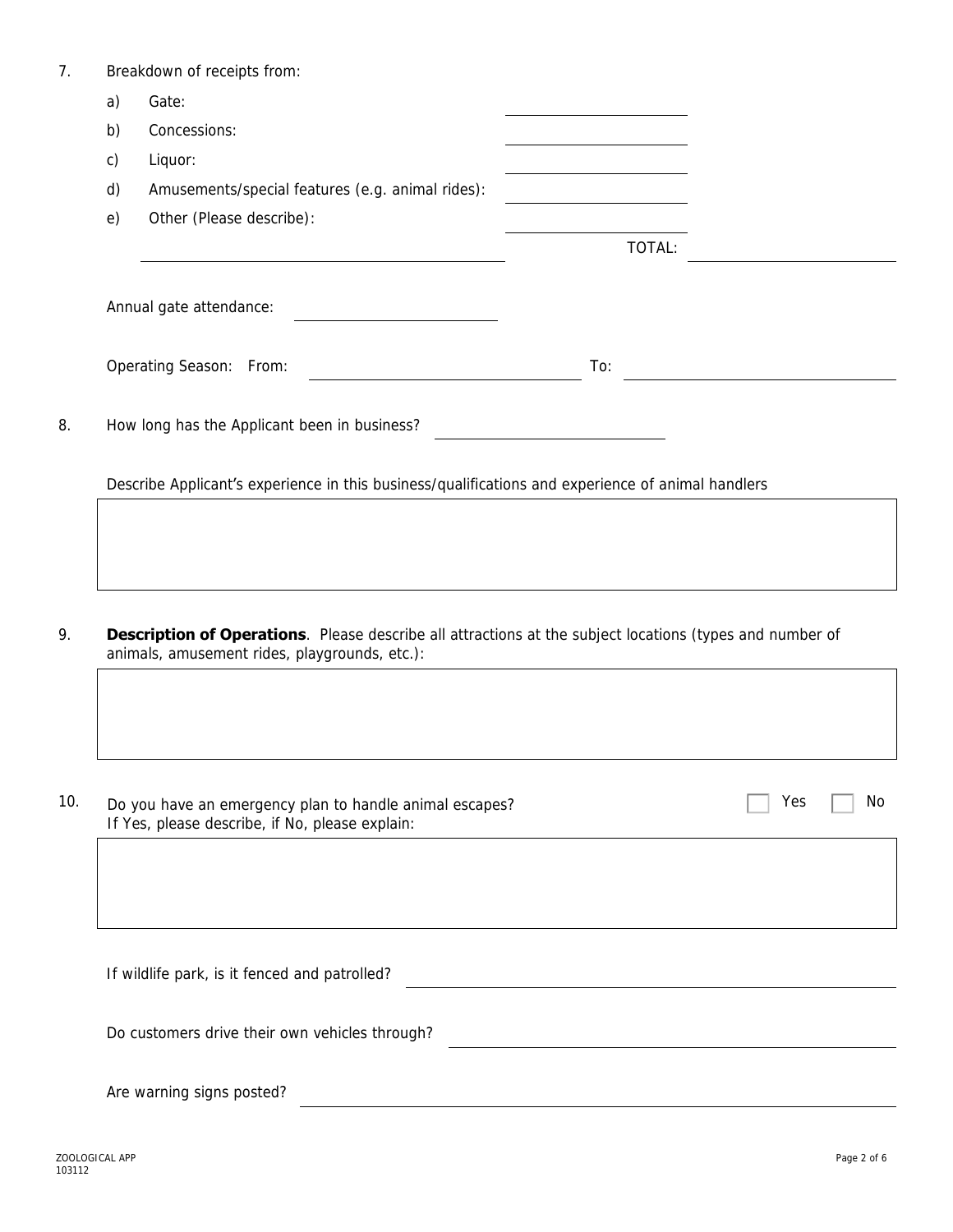7. Breakdown of receipts from:

   a) Gate: ____________________

   b) Concessions: ____________________

   c) Liquor: ____________________

   d) Amusements/special features (e.g. animal rides): ____________________

   e) Other (Please describe): ____________________

   ________________________________________ TOTAL: ____________________

   Annual gate attendance: ____________________

   Operating Season: From: ____________________ To: ____________________

8. How long has the Applicant been in business? ____________________

   Describe Applicant's experience in this business/qualifications and experience of animal handlers

9. **Description of Operations**. Please describe all attractions at the subject locations (types and number of animals, amusement rides, playgrounds, etc.):

10. Do you have an emergency plan to handle animal escapes? ☐ Yes ☐ No
    If Yes, please describe, if No, please explain:

    If wildlife park, is it fenced and patrolled? ____________________

    Do customers drive their own vehicles through? ____________________

    Are warning signs posted? ____________________

ZOOLOGICAL APP
103112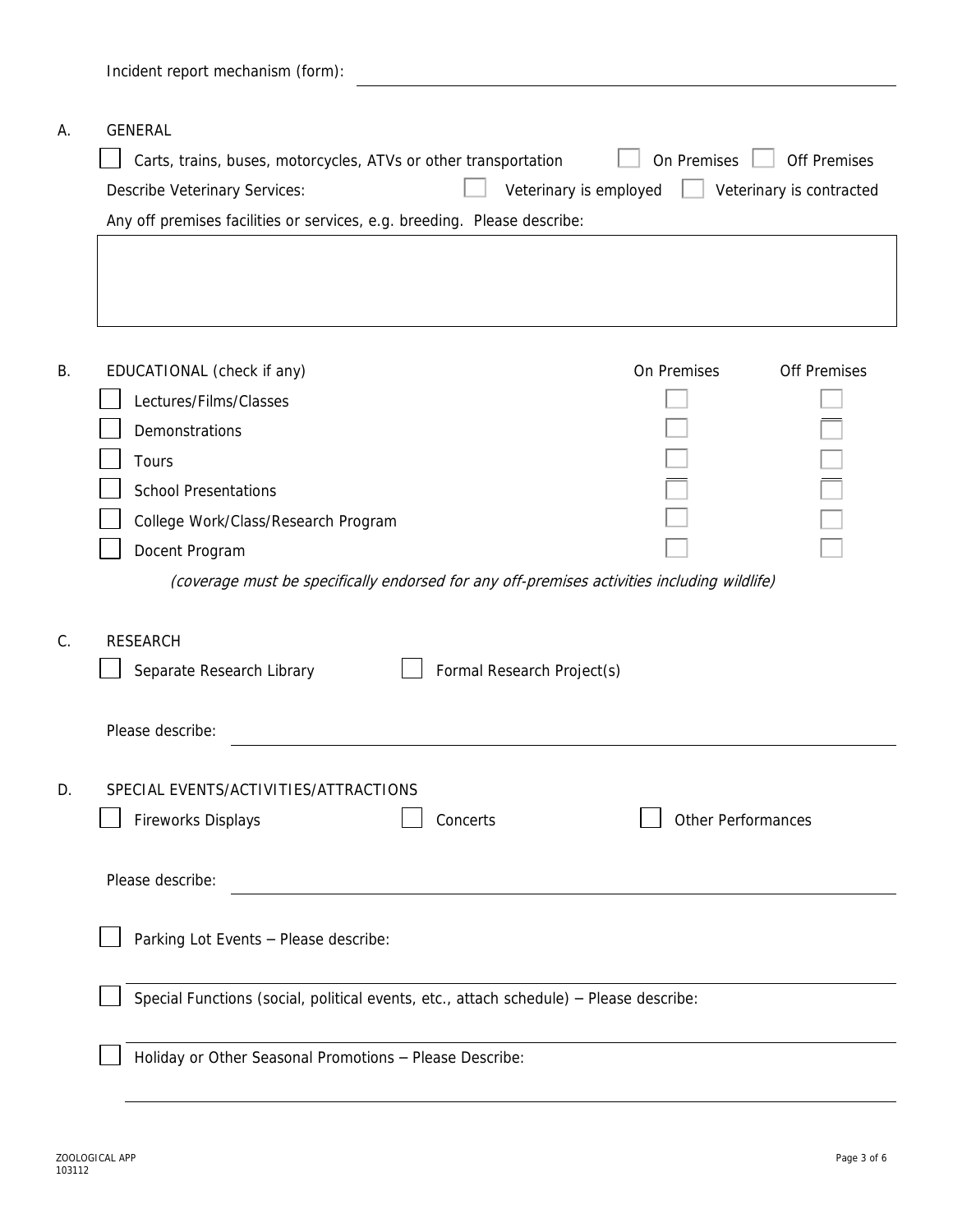Incident report mechanism (form): ____________________

A. GENERAL

- ☐ Carts, trains, buses, motorcycles, ATVs or other transportation ☐ On Premises ☐ Off Premises

Describe Veterinary Services: ☐ Veterinary is employed ☐ Veterinary is contracted

Any off premises facilities or services, e.g. breeding. Please describe:

____________________

B. EDUCATIONAL (check if any)

| | | On Premises | Off Premises |
|---|---|---|---|
| ☐ | Lectures/Films/Classes | ☐ | ☐ |
| ☐ | Demonstrations | ☐ | ☐ |
| ☐ | Tours | ☐ | ☐ |
| ☐ | School Presentations | ☐ | ☐ |
| ☐ | College Work/Class/Research Program | ☐ | ☐ |
| ☐ | Docent Program | ☐ | ☐ |

*(coverage must be specifically endorsed for any off-premises activities including wildlife)*

C. RESEARCH

☐ Separate Research Library ☐ Formal Research Project(s)

Please describe: ____________________

D. SPECIAL EVENTS/ACTIVITIES/ATTRACTIONS

☐ Fireworks Displays ☐ Concerts ☐ Other Performances

Please describe: ____________________

☐ Parking Lot Events – Please describe:

____________________

☐ Special Functions (social, political events, etc., attach schedule) – Please describe:

____________________

☐ Holiday or Other Seasonal Promotions – Please Describe:

____________________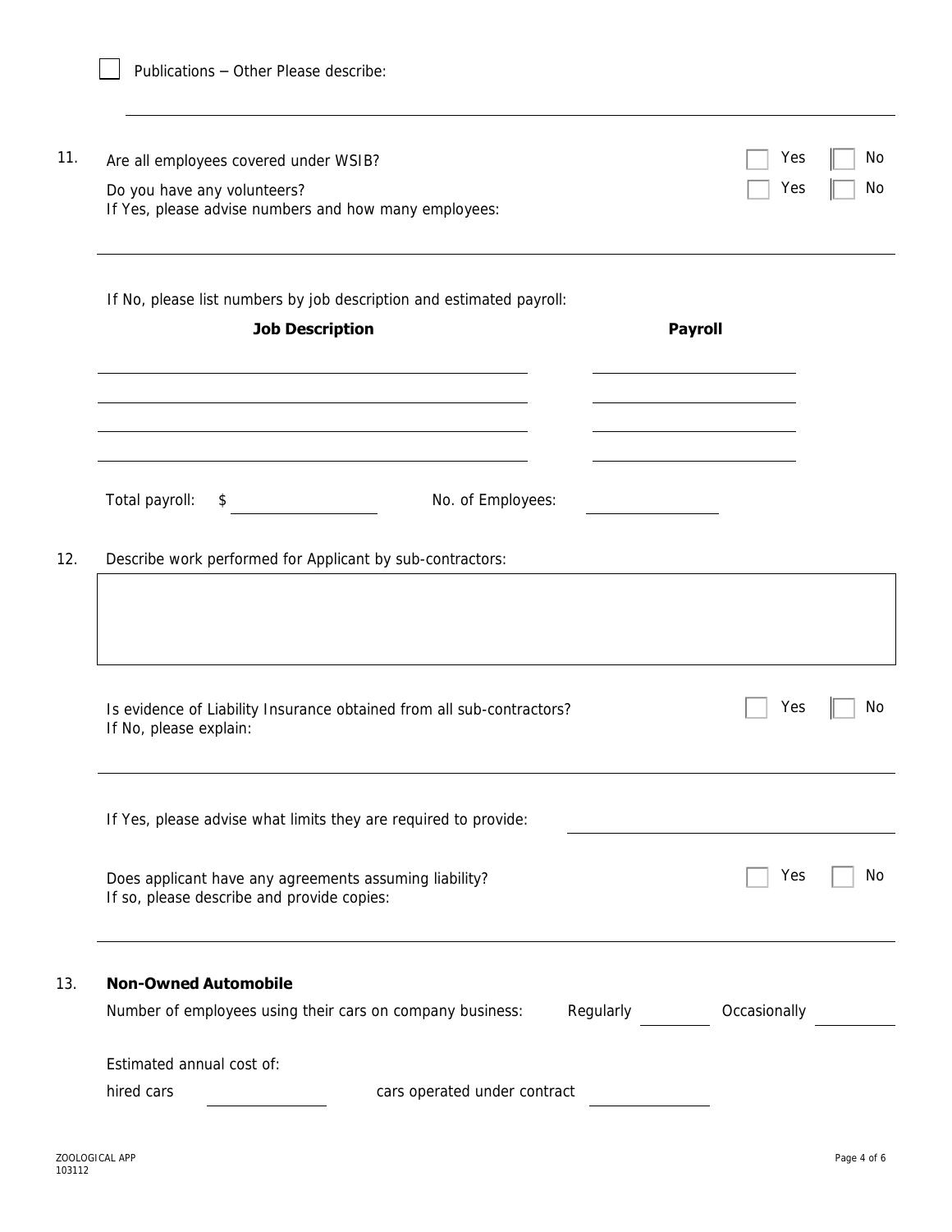☐ Publications – Other Please describe:

___________________________________________

11. Are all employees covered under WSIB? ☐ Yes ☐ No

Do you have any volunteers? ☐ Yes ☐ No

If Yes, please advise numbers and how many employees:

___________________________________________

If No, please list numbers by job description and estimated payroll:

| Job Description | Payroll |
| --- | --- |
| | |
| | |
| | |
| | |

Total payroll: $ ____________ No. of Employees: ____________

12. Describe work performed for Applicant by sub-contractors:

___________________________________________

Is evidence of Liability Insurance obtained from all sub-contractors? ☐ Yes ☐ No

If No, please explain:

___________________________________________

If Yes, please advise what limits they are required to provide: ____________

Does applicant have any agreements assuming liability? ☐ Yes ☐ No

If so, please describe and provide copies:

___________________________________________

13. **Non-Owned Automobile**

Number of employees using their cars on company business: Regularly ________ Occasionally ________

Estimated annual cost of:

hired cars ____________ cars operated under contract ____________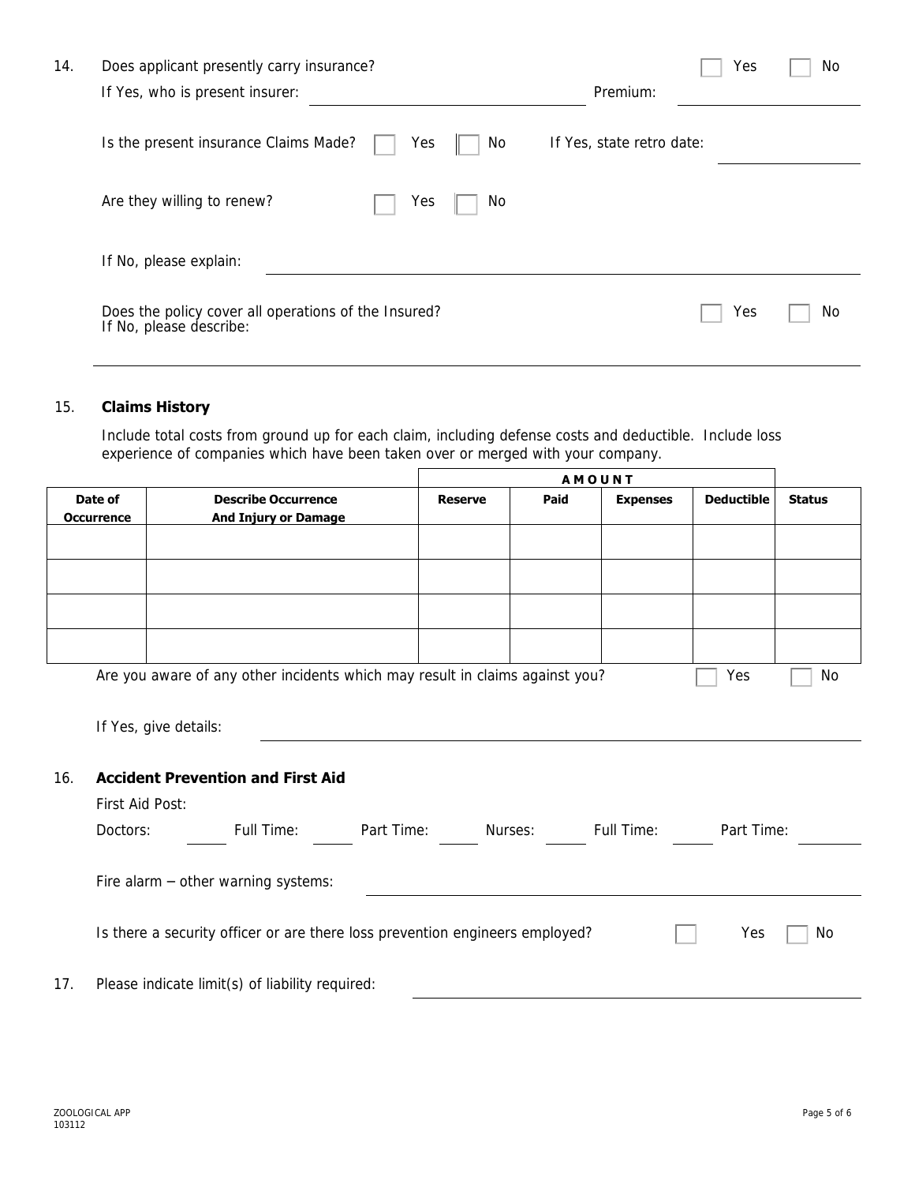14. Does applicant presently carry insurance? ☐ Yes ☐ No

    If Yes, who is present insurer: ______________________ Premium: ______________

    Is the present insurance Claims Made? ☐ Yes ☐ No If Yes, state retro date: ______________

    Are they willing to renew? ☐ Yes ☐ No

    If No, please explain: ______________________________________________

    Does the policy cover all operations of the Insured? ☐ Yes ☐ No
    If No, please describe:

    ______________________________________________

15. **Claims History**

    Include total costs from ground up for each claim, including defense costs and deductible. Include loss experience of companies which have been taken over or merged with your company.

| | | AMOUNT | | | | |
|---|---|---|---|---|---|---|
| **Date of Occurrence** | **Describe Occurrence And Injury or Damage** | **Reserve** | **Paid** | **Expenses** | **Deductible** | **Status** |
| | | | | | | |
| | | | | | | |
| | | | | | | |
| | | | | | | |

Are you aware of any other incidents which may result in claims against you? ☐ Yes ☐ No

If Yes, give details: ______________________________________________

16. **Accident Prevention and First Aid**

    First Aid Post:

    Doctors: ______ Full Time: ______ Part Time: ______ Nurses: ______ Full Time: ______ Part Time: ______

    Fire alarm – other warning systems: ______________________________________________

    Is there a security officer or are there loss prevention engineers employed? ☐ Yes ☐ No

17. Please indicate limit(s) of liability required: ______________________________________________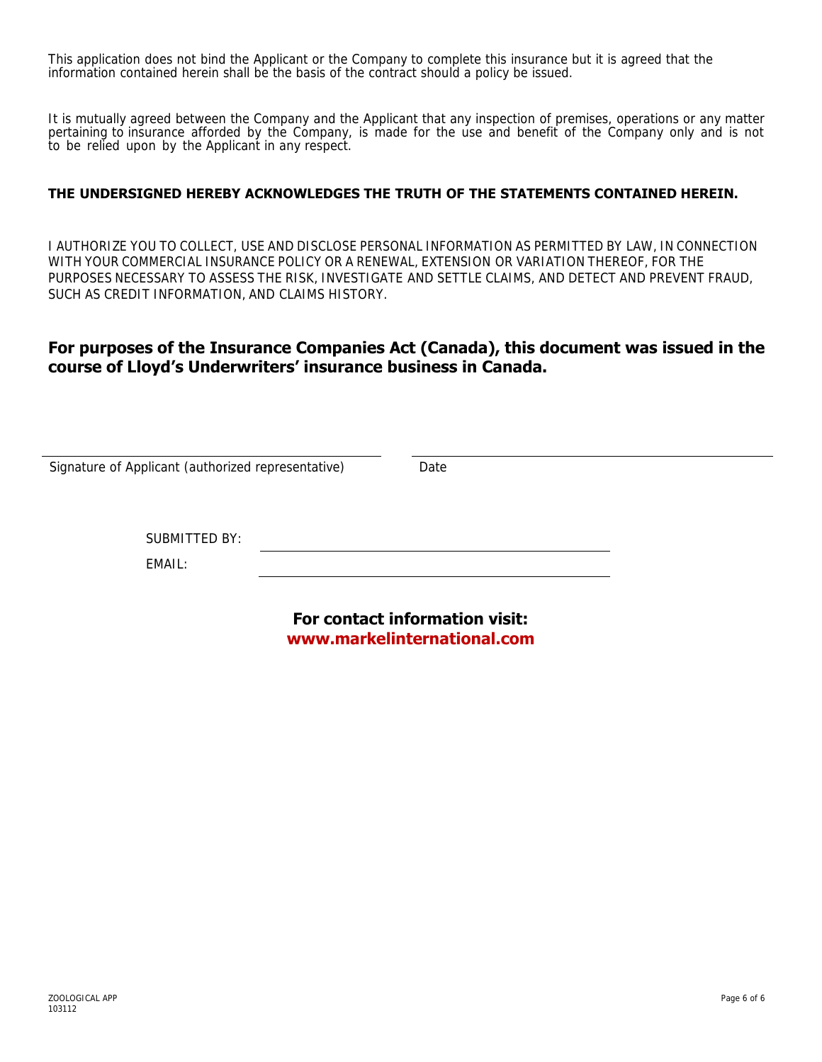This application does not bind the Applicant or the Company to complete this insurance but it is agreed that the information contained herein shall be the basis of the contract should a policy be issued.

It is mutually agreed between the Company and the Applicant that any inspection of premises, operations or any matter pertaining to insurance afforded by the Company, is made for the use and benefit of the Company only and is not to be relied upon by the Applicant in any respect.

**THE UNDERSIGNED HEREBY ACKNOWLEDGES THE TRUTH OF THE STATEMENTS CONTAINED HEREIN.**

I AUTHORIZE YOU TO COLLECT, USE AND DISCLOSE PERSONAL INFORMATION AS PERMITTED BY LAW, IN CONNECTION WITH YOUR COMMERCIAL INSURANCE POLICY OR A RENEWAL, EXTENSION OR VARIATION THEREOF, FOR THE PURPOSES NECESSARY TO ASSESS THE RISK, INVESTIGATE AND SETTLE CLAIMS, AND DETECT AND PREVENT FRAUD, SUCH AS CREDIT INFORMATION, AND CLAIMS HISTORY.

**For purposes of the Insurance Companies Act (Canada), this document was issued in the course of Lloyd's Underwriters' insurance business in Canada.**

Signature of Applicant (authorized representative) ______________________ Date ______________________

SUBMITTED BY: ______________________

EMAIL: ______________________

**For contact information visit:**
**www.markelinternational.com**

ZOOLOGICAL APP
103112